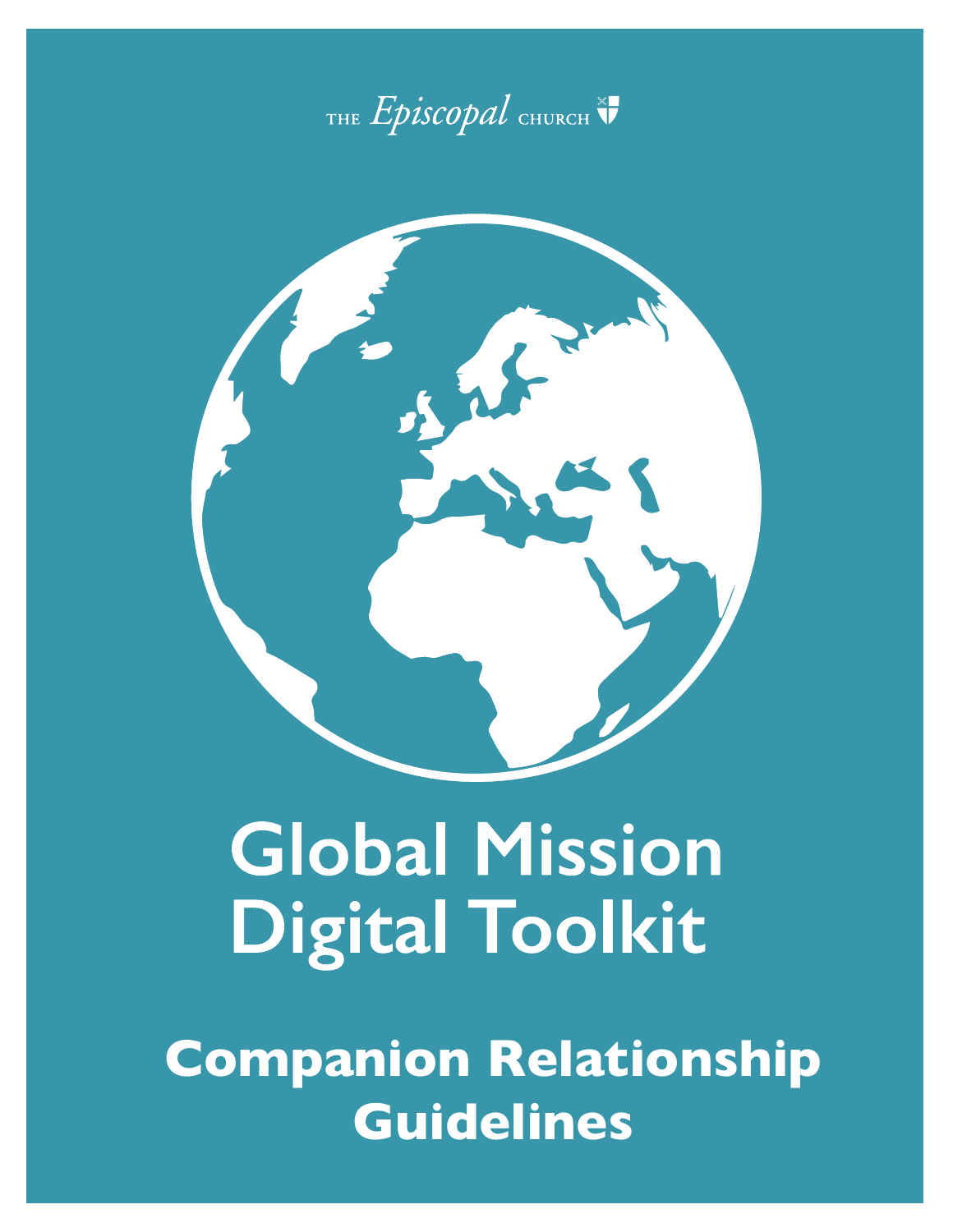THE *Episcopal* CHURCH

# Global Mission Digital Toolkit

## Companion Relationship Guidelines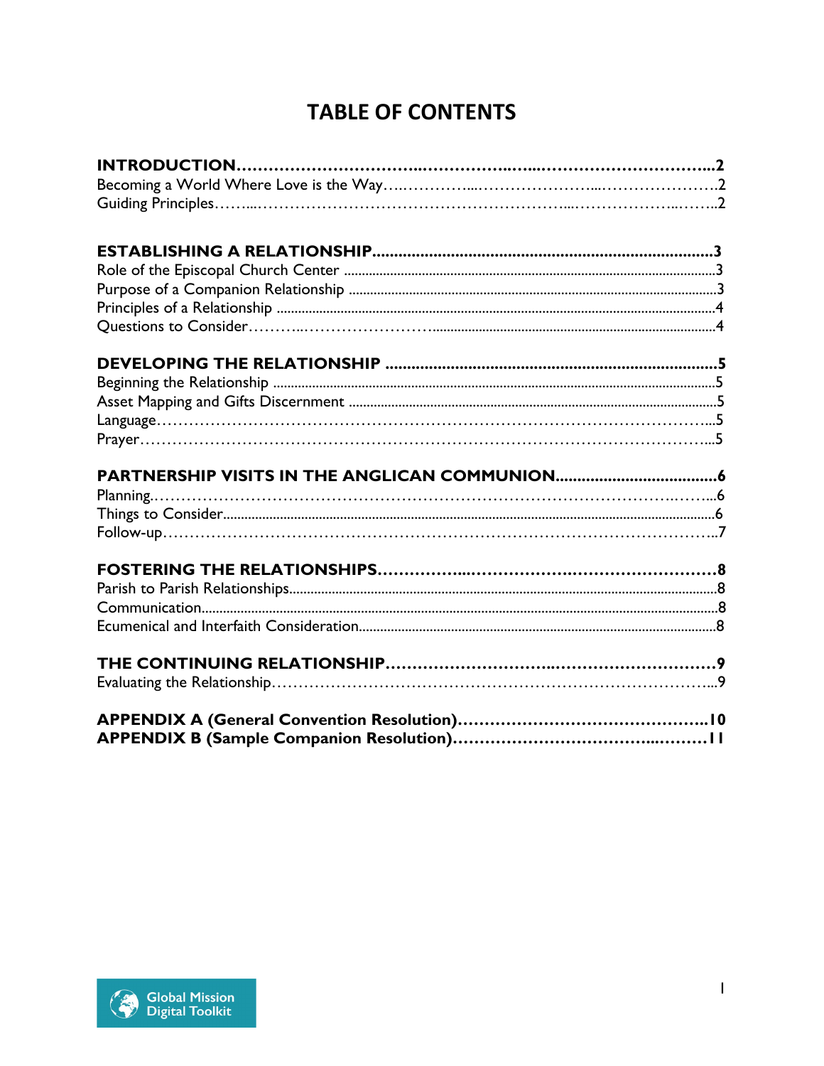# TABLE OF CONTENTS

**INTRODUCTION**......................................................................................2
Becoming a World Where Love is the Way...............................................2
Guiding Principles...........................................................................................2

**ESTABLISHING A RELATIONSHIP**.........................................................3
Role of the Episcopal Church Center ..........................................................3
Purpose of a Companion Relationship ........................................................3
Principles of a Relationship ..........................................................................4
Questions to Consider.....................................................................................4

**DEVELOPING THE RELATIONSHIP** .......................................................5
Beginning the Relationship ............................................................................5
Asset Mapping and Gifts Discernment ........................................................5
Language...........................................................................................................5
Prayer.................................................................................................................5

**PARTNERSHIP VISITS IN THE ANGLICAN COMMUNION**.............6
Planning.............................................................................................................6
Things to Consider...........................................................................................6
Follow-up..........................................................................................................7

**FOSTERING THE RELATIONSHIPS**......................................................8
Parish to Parish Relationships.......................................................................8
Communication.................................................................................................8
Ecumenical and Interfaith Consideration.....................................................8

**THE CONTINUING RELATIONSHIP**......................................................9
Evaluating the Relationship.............................................................................9

**APPENDIX A (General Convention Resolution)**....................................10
**APPENDIX B (Sample Companion Resolution)**.....................................11

Global Mission Digital Toolkit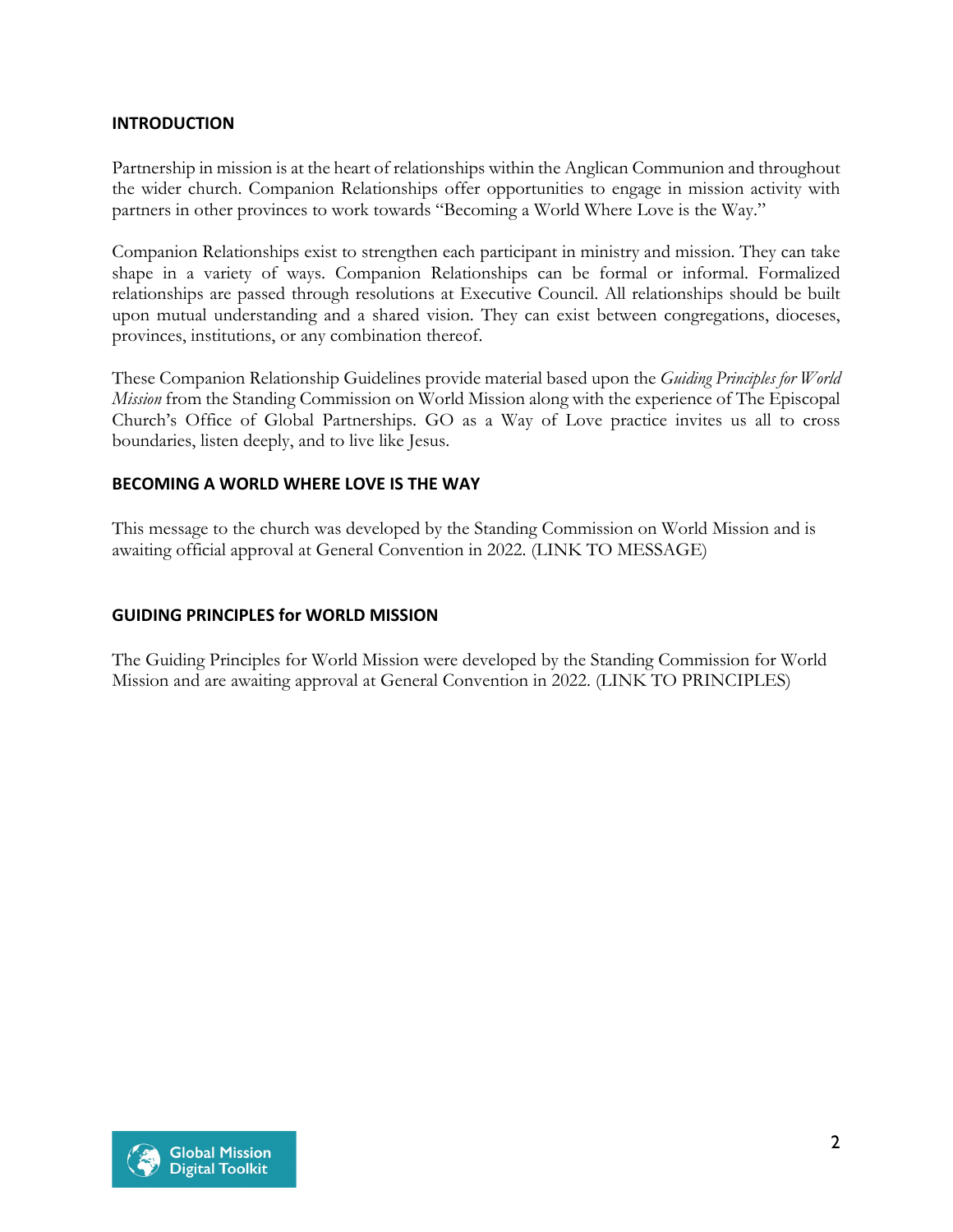## INTRODUCTION

Partnership in mission is at the heart of relationships within the Anglican Communion and throughout the wider church. Companion Relationships offer opportunities to engage in mission activity with partners in other provinces to work towards "Becoming a World Where Love is the Way."

Companion Relationships exist to strengthen each participant in ministry and mission. They can take shape in a variety of ways. Companion Relationships can be formal or informal. Formalized relationships are passed through resolutions at Executive Council. All relationships should be built upon mutual understanding and a shared vision. They can exist between congregations, dioceses, provinces, institutions, or any combination thereof.

These Companion Relationship Guidelines provide material based upon the *Guiding Principles for World Mission* from the Standing Commission on World Mission along with the experience of The Episcopal Church's Office of Global Partnerships. GO as a Way of Love practice invites us all to cross boundaries, listen deeply, and to live like Jesus.

## BECOMING A WORLD WHERE LOVE IS THE WAY

This message to the church was developed by the Standing Commission on World Mission and is awaiting official approval at General Convention in 2022. (LINK TO MESSAGE)

## GUIDING PRINCIPLES for WORLD MISSION

The Guiding Principles for World Mission were developed by the Standing Commission for World Mission and are awaiting approval at General Convention in 2022. (LINK TO PRINCIPLES)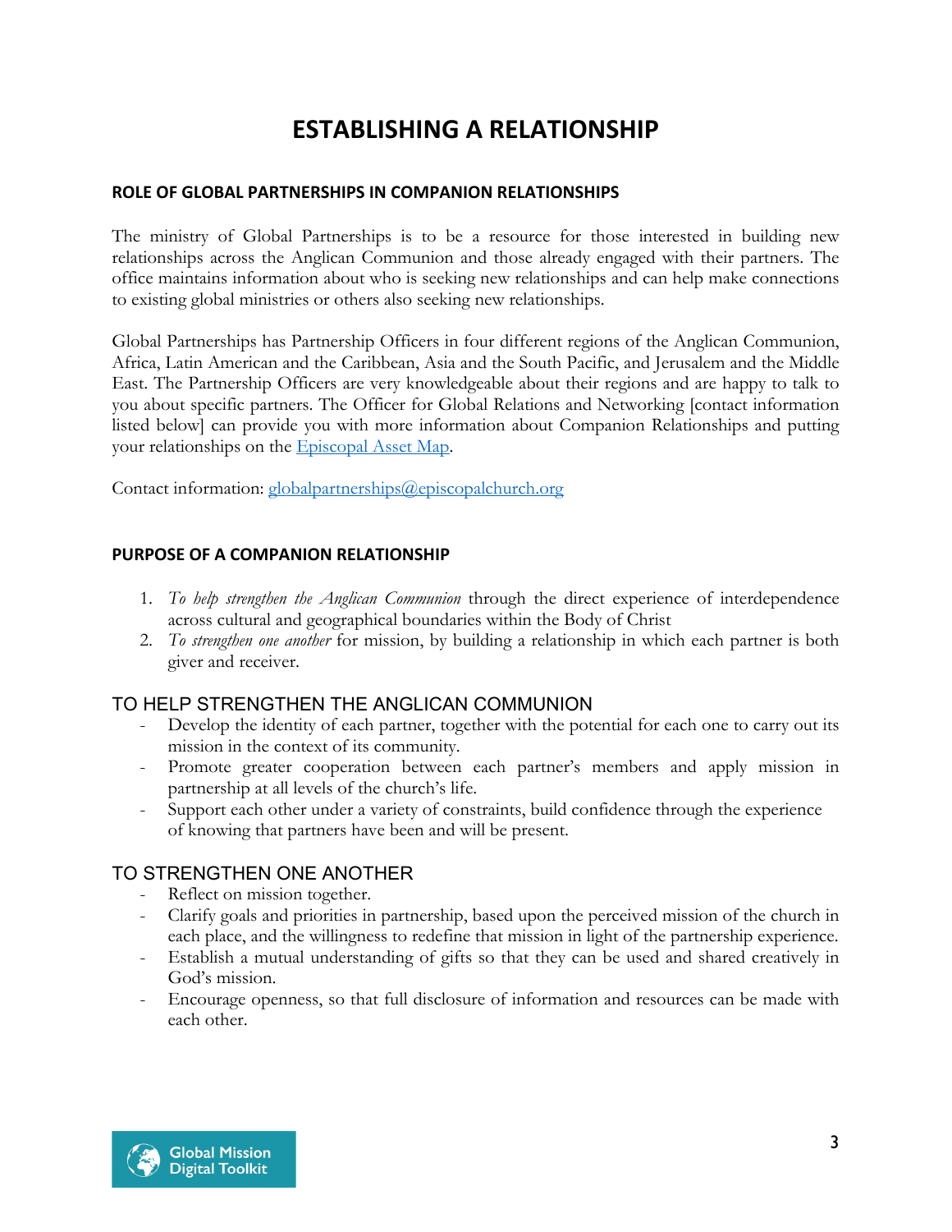# ESTABLISHING A RELATIONSHIP

### ROLE OF GLOBAL PARTNERSHIPS IN COMPANION RELATIONSHIPS

The ministry of Global Partnerships is to be a resource for those interested in building new relationships across the Anglican Communion and those already engaged with their partners. The office maintains information about who is seeking new relationships and can help make connections to existing global ministries or others also seeking new relationships.

Global Partnerships has Partnership Officers in four different regions of the Anglican Communion, Africa, Latin American and the Caribbean, Asia and the South Pacific, and Jerusalem and the Middle East. The Partnership Officers are very knowledgeable about their regions and are happy to talk to you about specific partners. The Officer for Global Relations and Networking [contact information listed below] can provide you with more information about Companion Relationships and putting your relationships on the Episcopal Asset Map.

Contact information: globalpartnerships@episcopalchurch.org

### PURPOSE OF A COMPANION RELATIONSHIP

1. *To help strengthen the Anglican Communion* through the direct experience of interdependence across cultural and geographical boundaries within the Body of Christ
2. *To strengthen one another* for mission, by building a relationship in which each partner is both giver and receiver.

## TO HELP STRENGTHEN THE ANGLICAN COMMUNION

- Develop the identity of each partner, together with the potential for each one to carry out its mission in the context of its community.
- Promote greater cooperation between each partner's members and apply mission in partnership at all levels of the church's life.
- Support each other under a variety of constraints, build confidence through the experience of knowing that partners have been and will be present.

## TO STRENGTHEN ONE ANOTHER

- Reflect on mission together.
- Clarify goals and priorities in partnership, based upon the perceived mission of the church in each place, and the willingness to redefine that mission in light of the partnership experience.
- Establish a mutual understanding of gifts so that they can be used and shared creatively in God's mission.
- Encourage openness, so that full disclosure of information and resources can be made with each other.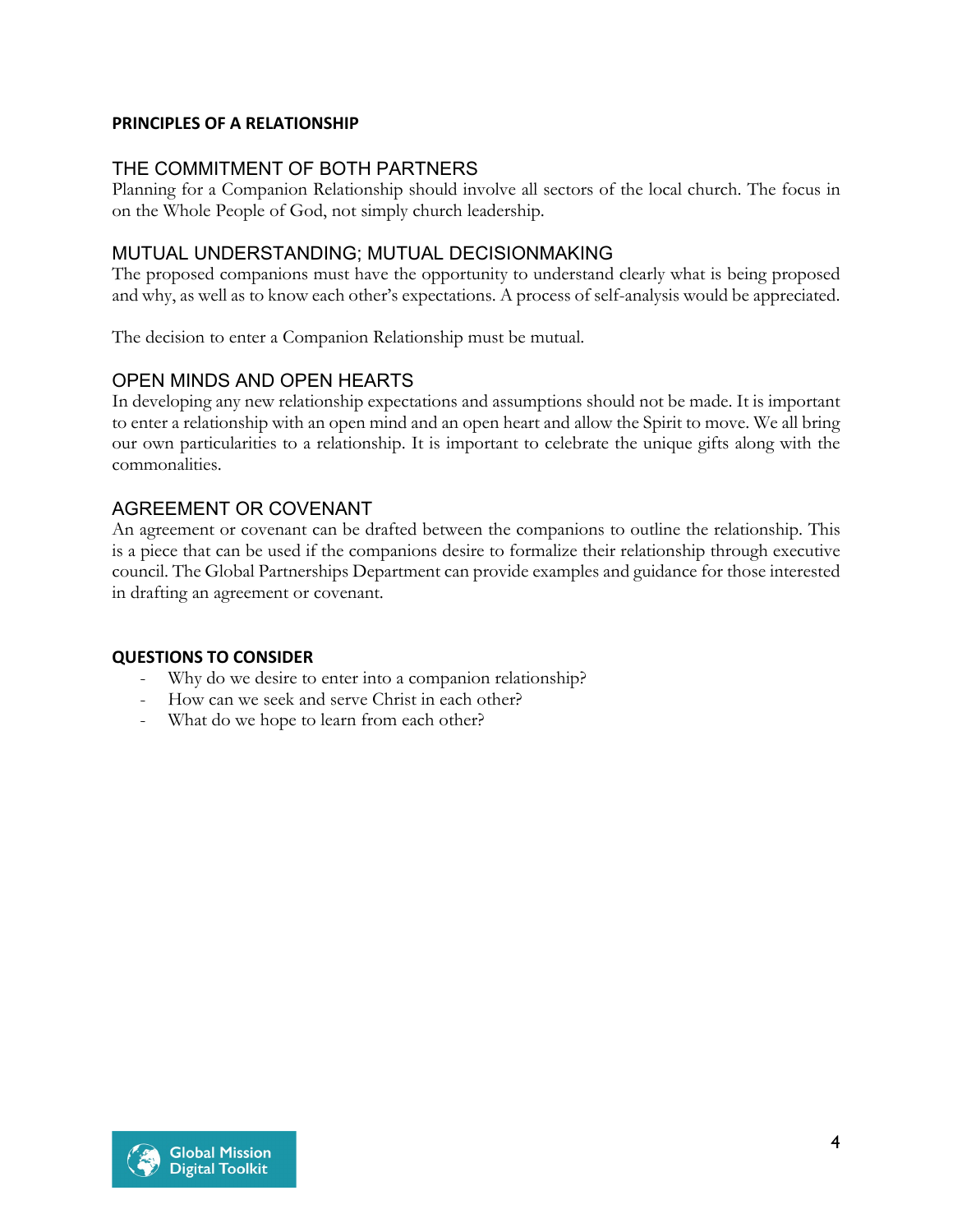### PRINCIPLES OF A RELATIONSHIP

## THE COMMITMENT OF BOTH PARTNERS

Planning for a Companion Relationship should involve all sectors of the local church. The focus in on the Whole People of God, not simply church leadership.

## MUTUAL UNDERSTANDING; MUTUAL DECISIONMAKING

The proposed companions must have the opportunity to understand clearly what is being proposed and why, as well as to know each other's expectations. A process of self-analysis would be appreciated.

The decision to enter a Companion Relationship must be mutual.

## OPEN MINDS AND OPEN HEARTS

In developing any new relationship expectations and assumptions should not be made. It is important to enter a relationship with an open mind and an open heart and allow the Spirit to move. We all bring our own particularities to a relationship. It is important to celebrate the unique gifts along with the commonalities.

## AGREEMENT OR COVENANT

An agreement or covenant can be drafted between the companions to outline the relationship. This is a piece that can be used if the companions desire to formalize their relationship through executive council. The Global Partnerships Department can provide examples and guidance for those interested in drafting an agreement or covenant.

### QUESTIONS TO CONSIDER

- Why do we desire to enter into a companion relationship?
- How can we seek and serve Christ in each other?
- What do we hope to learn from each other?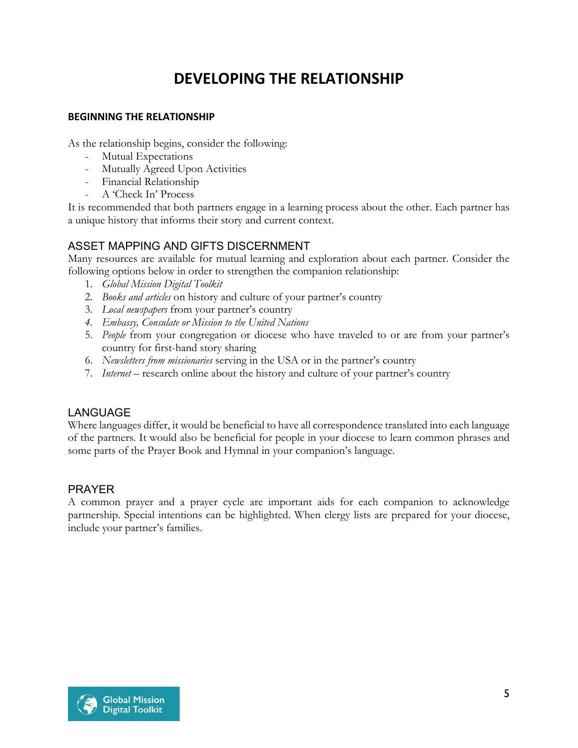# DEVELOPING THE RELATIONSHIP

### BEGINNING THE RELATIONSHIP

As the relationship begins, consider the following:

- Mutual Expectations
- Mutually Agreed Upon Activities
- Financial Relationship
- A 'Check In' Process

It is recommended that both partners engage in a learning process about the other. Each partner has a unique history that informs their story and current context.

## ASSET MAPPING AND GIFTS DISCERNMENT

Many resources are available for mutual learning and exploration about each partner. Consider the following options below in order to strengthen the companion relationship:

1. *Global Mission Digital Toolkit*
2. *Books and articles* on history and culture of your partner's country
3. *Local newspapers* from your partner's country
4. *Embassy, Consulate or Mission to the United Nations*
5. *People* from your congregation or diocese who have traveled to or are from your partner's country for first-hand story sharing
6. *Newsletters from missionaries* serving in the USA or in the partner's country
7. *Internet* – research online about the history and culture of your partner's country

## LANGUAGE

Where languages differ, it would be beneficial to have all correspondence translated into each language of the partners. It would also be beneficial for people in your diocese to learn common phrases and some parts of the Prayer Book and Hymnal in your companion's language.

## PRAYER

A common prayer and a prayer cycle are important aids for each companion to acknowledge partnership. Special intentions can be highlighted. When clergy lists are prepared for your diocese, include your partner's families.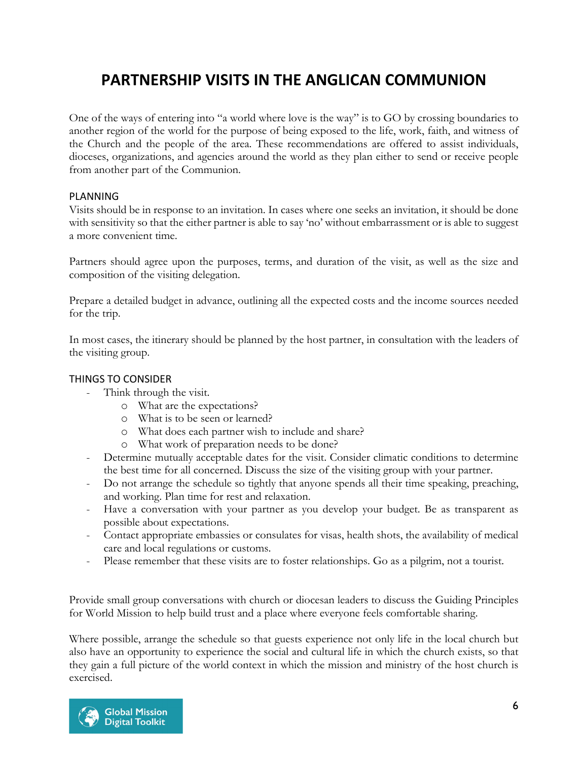# PARTNERSHIP VISITS IN THE ANGLICAN COMMUNION

One of the ways of entering into "a world where love is the way" is to GO by crossing boundaries to another region of the world for the purpose of being exposed to the life, work, faith, and witness of the Church and the people of the area. These recommendations are offered to assist individuals, dioceses, organizations, and agencies around the world as they plan either to send or receive people from another part of the Communion.

## PLANNING

Visits should be in response to an invitation. In cases where one seeks an invitation, it should be done with sensitivity so that the either partner is able to say 'no' without embarrassment or is able to suggest a more convenient time.

Partners should agree upon the purposes, terms, and duration of the visit, as well as the size and composition of the visiting delegation.

Prepare a detailed budget in advance, outlining all the expected costs and the income sources needed for the trip.

In most cases, the itinerary should be planned by the host partner, in consultation with the leaders of the visiting group.

## THINGS TO CONSIDER

- Think through the visit.
  - What are the expectations?
  - What is to be seen or learned?
  - What does each partner wish to include and share?
  - What work of preparation needs to be done?
- Determine mutually acceptable dates for the visit. Consider climatic conditions to determine the best time for all concerned. Discuss the size of the visiting group with your partner.
- Do not arrange the schedule so tightly that anyone spends all their time speaking, preaching, and working. Plan time for rest and relaxation.
- Have a conversation with your partner as you develop your budget. Be as transparent as possible about expectations.
- Contact appropriate embassies or consulates for visas, health shots, the availability of medical care and local regulations or customs.
- Please remember that these visits are to foster relationships. Go as a pilgrim, not a tourist.

Provide small group conversations with church or diocesan leaders to discuss the Guiding Principles for World Mission to help build trust and a place where everyone feels comfortable sharing.

Where possible, arrange the schedule so that guests experience not only life in the local church but also have an opportunity to experience the social and cultural life in which the church exists, so that they gain a full picture of the world context in which the mission and ministry of the host church is exercised.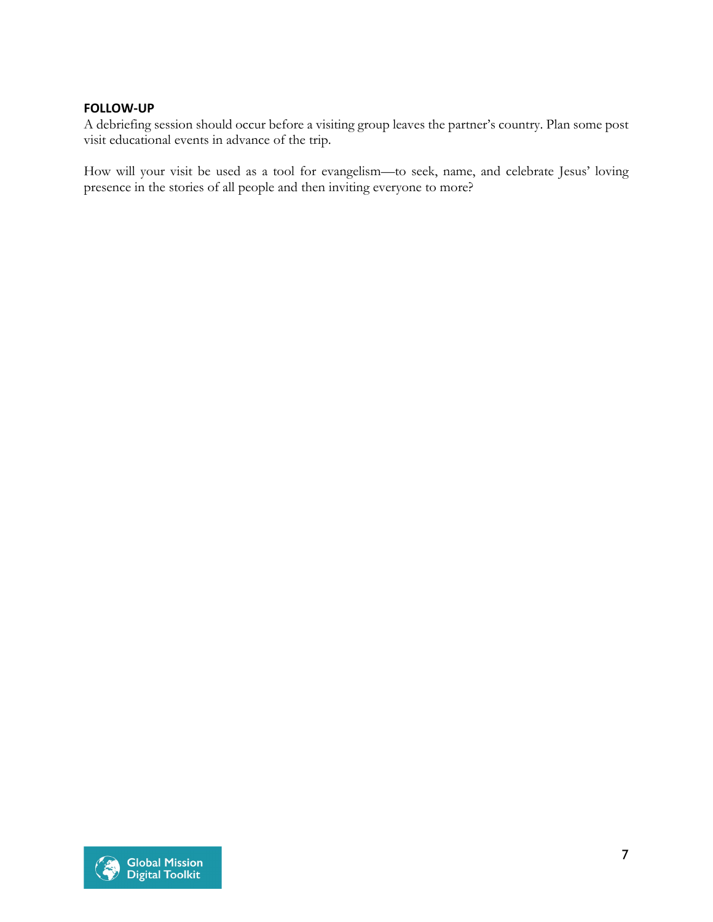**FOLLOW-UP**

A debriefing session should occur before a visiting group leaves the partner's country. Plan some post visit educational events in advance of the trip.

How will your visit be used as a tool for evangelism—to seek, name, and celebrate Jesus' loving presence in the stories of all people and then inviting everyone to more?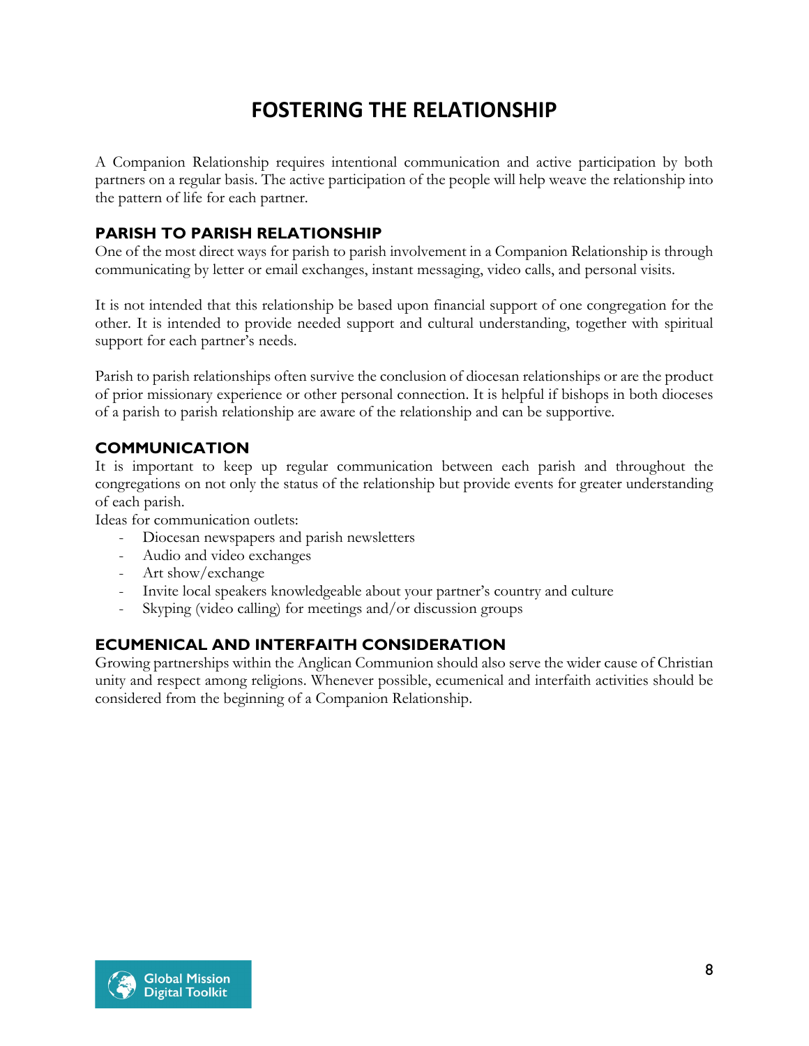# FOSTERING THE RELATIONSHIP

A Companion Relationship requires intentional communication and active participation by both partners on a regular basis. The active participation of the people will help weave the relationship into the pattern of life for each partner.

## PARISH TO PARISH RELATIONSHIP

One of the most direct ways for parish to parish involvement in a Companion Relationship is through communicating by letter or email exchanges, instant messaging, video calls, and personal visits.

It is not intended that this relationship be based upon financial support of one congregation for the other. It is intended to provide needed support and cultural understanding, together with spiritual support for each partner's needs.

Parish to parish relationships often survive the conclusion of diocesan relationships or are the product of prior missionary experience or other personal connection. It is helpful if bishops in both dioceses of a parish to parish relationship are aware of the relationship and can be supportive.

## COMMUNICATION

It is important to keep up regular communication between each parish and throughout the congregations on not only the status of the relationship but provide events for greater understanding of each parish.

Ideas for communication outlets:

- Diocesan newspapers and parish newsletters
- Audio and video exchanges
- Art show/exchange
- Invite local speakers knowledgeable about your partner's country and culture
- Skyping (video calling) for meetings and/or discussion groups

## ECUMENICAL AND INTERFAITH CONSIDERATION

Growing partnerships within the Anglican Communion should also serve the wider cause of Christian unity and respect among religions. Whenever possible, ecumenical and interfaith activities should be considered from the beginning of a Companion Relationship.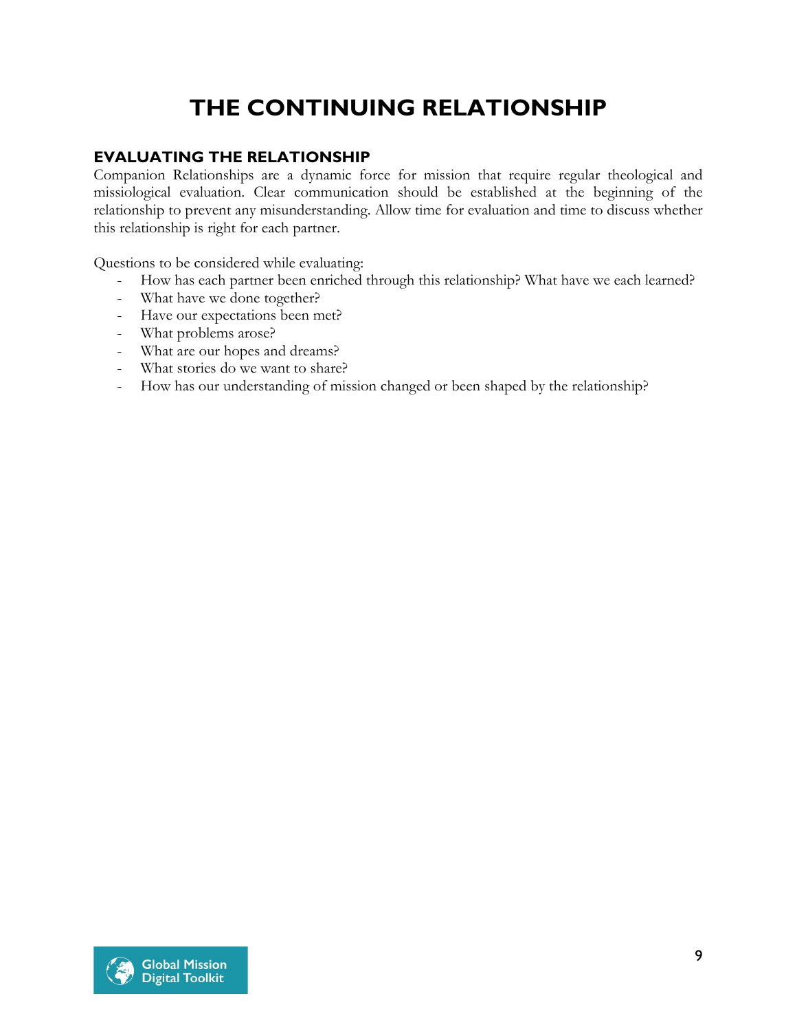# THE CONTINUING RELATIONSHIP

## EVALUATING THE RELATIONSHIP

Companion Relationships are a dynamic force for mission that require regular theological and missiological evaluation. Clear communication should be established at the beginning of the relationship to prevent any misunderstanding. Allow time for evaluation and time to discuss whether this relationship is right for each partner.

Questions to be considered while evaluating:

- How has each partner been enriched through this relationship? What have we each learned?
- What have we done together?
- Have our expectations been met?
- What problems arose?
- What are our hopes and dreams?
- What stories do we want to share?
- How has our understanding of mission changed or been shaped by the relationship?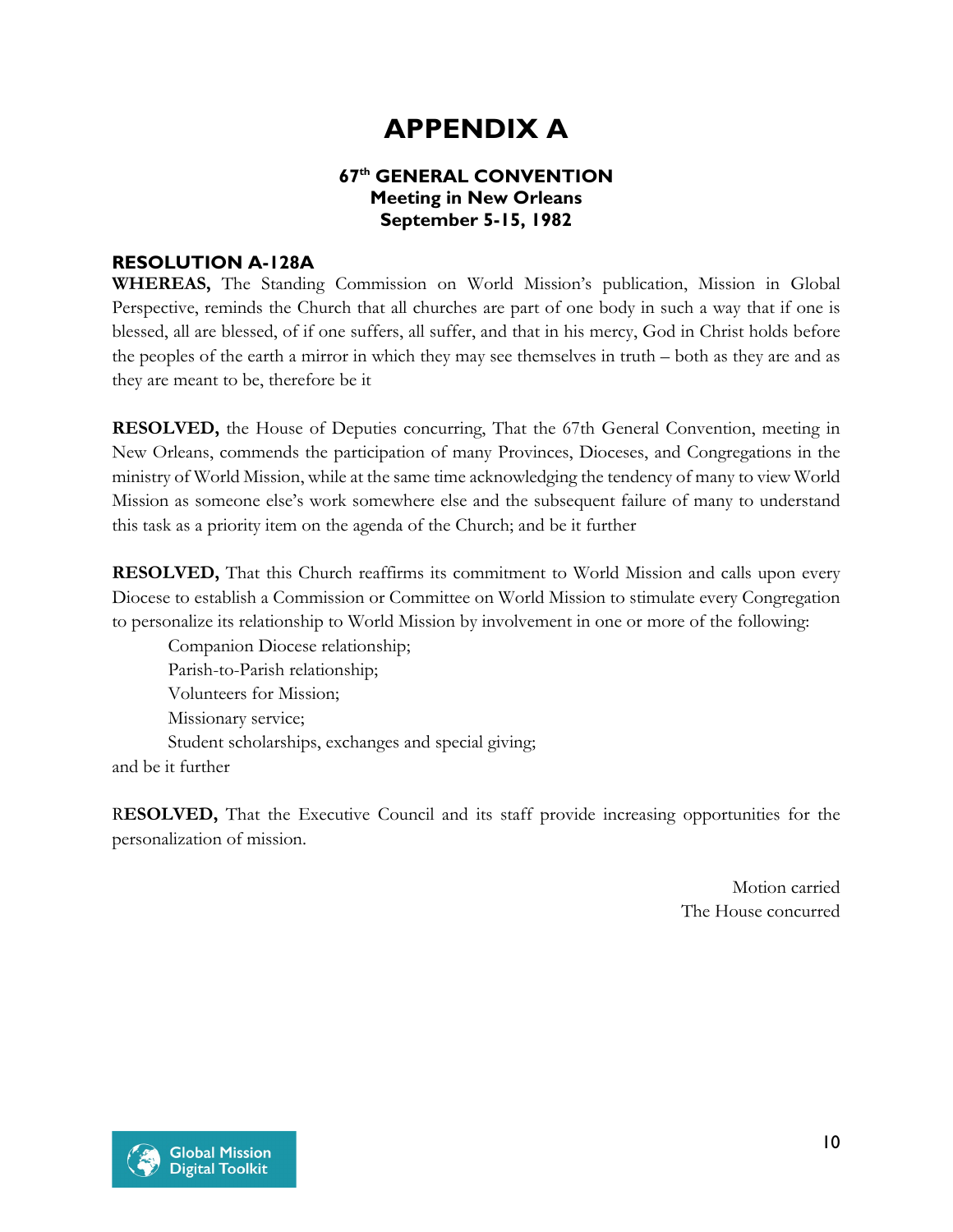# APPENDIX A

### 67th GENERAL CONVENTION
### Meeting in New Orleans
### September 5-15, 1982

**RESOLUTION A-128A**

**WHEREAS,** The Standing Commission on World Mission's publication, Mission in Global Perspective, reminds the Church that all churches are part of one body in such a way that if one is blessed, all are blessed, of if one suffers, all suffer, and that in his mercy, God in Christ holds before the peoples of the earth a mirror in which they may see themselves in truth – both as they are and as they are meant to be, therefore be it

**RESOLVED,** the House of Deputies concurring, That the 67th General Convention, meeting in New Orleans, commends the participation of many Provinces, Dioceses, and Congregations in the ministry of World Mission, while at the same time acknowledging the tendency of many to view World Mission as someone else's work somewhere else and the subsequent failure of many to understand this task as a priority item on the agenda of the Church; and be it further

**RESOLVED,** That this Church reaffirms its commitment to World Mission and calls upon every Diocese to establish a Commission or Committee on World Mission to stimulate every Congregation to personalize its relationship to World Mission by involvement in one or more of the following:

Companion Diocese relationship;
Parish-to-Parish relationship;
Volunteers for Mission;
Missionary service;
Student scholarships, exchanges and special giving;

and be it further

R**ESOLVED,** That the Executive Council and its staff provide increasing opportunities for the personalization of mission.

Motion carried
The House concurred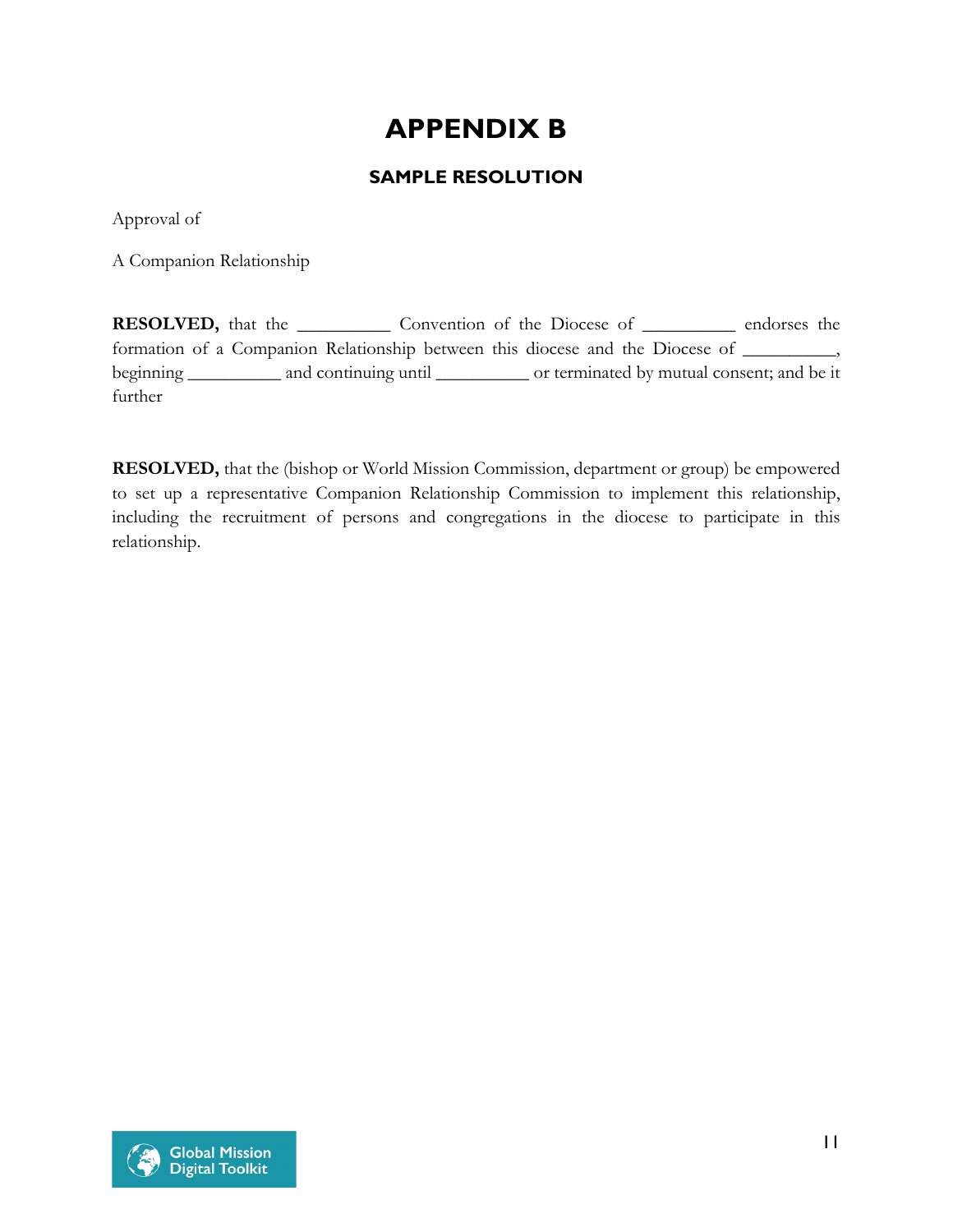# APPENDIX B

### SAMPLE RESOLUTION

Approval of

A Companion Relationship

**RESOLVED,** that the __________ Convention of the Diocese of __________ endorses the formation of a Companion Relationship between this diocese and the Diocese of __________, beginning __________ and continuing until __________ or terminated by mutual consent; and be it further

**RESOLVED,** that the (bishop or World Mission Commission, department or group) be empowered to set up a representative Companion Relationship Commission to implement this relationship, including the recruitment of persons and congregations in the diocese to participate in this relationship.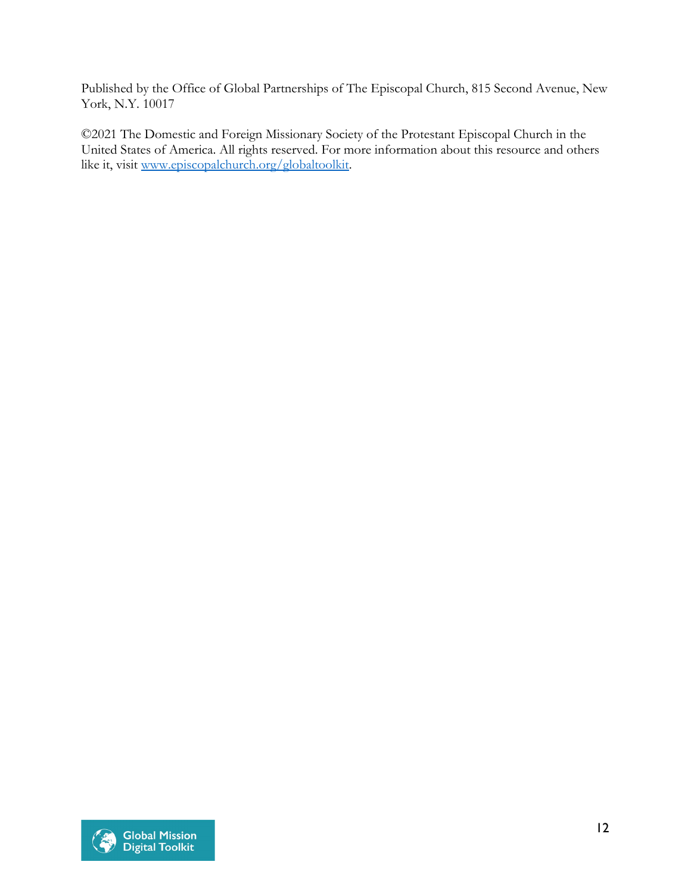Published by the Office of Global Partnerships of The Episcopal Church, 815 Second Avenue, New York, N.Y. 10017

©2021 The Domestic and Foreign Missionary Society of the Protestant Episcopal Church in the United States of America. All rights reserved. For more information about this resource and others like it, visit [www.episcopalchurch.org/globaltoolkit](http://www.episcopalchurch.org/globaltoolkit).